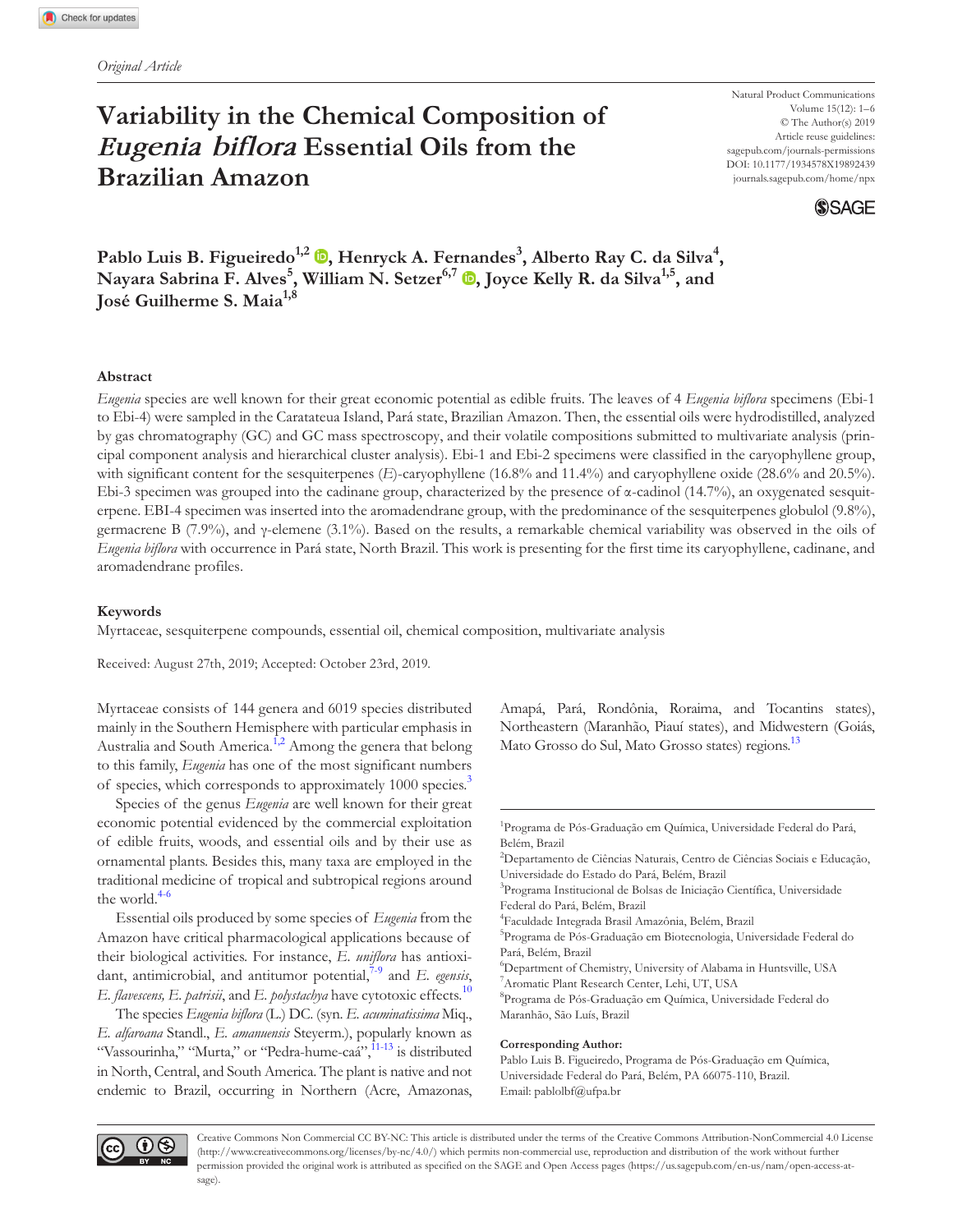*Original Article*

# Variability in the Chemical Composition of *Eugenia biflora* Essential Oils from the Brazilian Amazon

Natural Product Communications
Volume 15(12): 1–6
© The Author(s) 2019
Article reuse guidelines:
sagepub.com/journals-permissions
DOI: 10.1177/1934578X19892439
journals.sagepub.com/home/npx

**Pablo Luis B. Figueiredo[1,2], Henryck A. Fernandes[3], Alberto Ray C. da Silva[4], Nayara Sabrina F. Alves[5], William N. Setzer[6,7], Joyce Kelly R. da Silva[1,5], and José Guilherme S. Maia[1,8]**

## Abstract

*Eugenia* species are well known for their great economic potential as edible fruits. The leaves of 4 *Eugenia biflora* specimens (Ebi-1 to Ebi-4) were sampled in the Caratateua Island, Pará state, Brazilian Amazon. Then, the essential oils were hydrodistilled, analyzed by gas chromatography (GC) and GC mass spectroscopy, and their volatile compositions submitted to multivariate analysis (principal component analysis and hierarchical cluster analysis). Ebi-1 and Ebi-2 specimens were classified in the caryophyllene group, with significant content for the sesquiterpenes (*E*)-caryophyllene (16.8% and 11.4%) and caryophyllene oxide (28.6% and 20.5%). Ebi-3 specimen was grouped into the cadinane group, characterized by the presence of α-cadinol (14.7%), an oxygenated sesquiterpene. EBI-4 specimen was inserted into the aromadendrane group, with the predominance of the sesquiterpenes globulol (9.8%), germacrene B (7.9%), and γ-elemene (3.1%). Based on the results, a remarkable chemical variability was observed in the oils of *Eugenia biflora* with occurrence in Pará state, North Brazil. This work is presenting for the first time its caryophyllene, cadinane, and aromadendrane profiles.

## Keywords

Myrtaceae, sesquiterpene compounds, essential oil, chemical composition, multivariate analysis

Received: August 27th, 2019; Accepted: October 23rd, 2019.

Myrtaceae consists of 144 genera and 6019 species distributed mainly in the Southern Hemisphere with particular emphasis in Australia and South America.[1,2] Among the genera that belong to this family, *Eugenia* has one of the most significant numbers of species, which corresponds to approximately 1000 species.[3]

Species of the genus *Eugenia* are well known for their great economic potential evidenced by the commercial exploitation of edible fruits, woods, and essential oils and by their use as ornamental plants. Besides this, many taxa are employed in the traditional medicine of tropical and subtropical regions around the world.[4-6]

Essential oils produced by some species of *Eugenia* from the Amazon have critical pharmacological applications because of their biological activities. For instance, *E. uniflora* has antioxidant, antimicrobial, and antitumor potential,[7-9] and *E. egensis*, *E. flavescens, E. patrisii*, and *E. polystachya* have cytotoxic effects.[10]

The species *Eugenia biflora* (L.) DC. (syn. *E. acuminatissima* Miq., *E. alfaroana* Standl., *E. amanuensis* Steyerm.), popularly known as "Vassourinha," "Murta," or "Pedra-hume-caá",[11-13] is distributed in North, Central, and South America. The plant is native and not endemic to Brazil, occurring in Northern (Acre, Amazonas, Amapá, Pará, Rondônia, Roraima, and Tocantins states), Northeastern (Maranhão, Piauí states), and Midwestern (Goiás, Mato Grosso do Sul, Mato Grosso states) regions.[13]

[1]Programa de Pós-Graduação em Química, Universidade Federal do Pará, Belém, Brazil
[2]Departamento de Ciências Naturais, Centro de Ciências Sociais e Educação, Universidade do Estado do Pará, Belém, Brazil
[3]Programa Institucional de Bolsas de Iniciação Científica, Universidade Federal do Pará, Belém, Brazil
[4]Faculdade Integrada Brasil Amazônia, Belém, Brazil
[5]Programa de Pós-Graduação em Biotecnologia, Universidade Federal do Pará, Belém, Brazil
[6]Department of Chemistry, University of Alabama in Huntsville, USA
[7]Aromatic Plant Research Center, Lehi, UT, USA
[8]Programa de Pós-Graduação em Química, Universidade Federal do Maranhão, São Luís, Brazil

**Corresponding Author:**
Pablo Luis B. Figueiredo, Programa de Pós-Graduação em Química, Universidade Federal do Pará, Belém, PA 66075-110, Brazil.
Email: pablolbf@ufpa.br

Creative Commons Non Commercial CC BY-NC: This article is distributed under the terms of the Creative Commons Attribution-NonCommercial 4.0 License (http://www.creativecommons.org/licenses/by-nc/4.0/) which permits non-commercial use, reproduction and distribution of the work without further permission provided the original work is attributed as specified on the SAGE and Open Access pages (https://us.sagepub.com/en-us/nam/open-access-at-sage).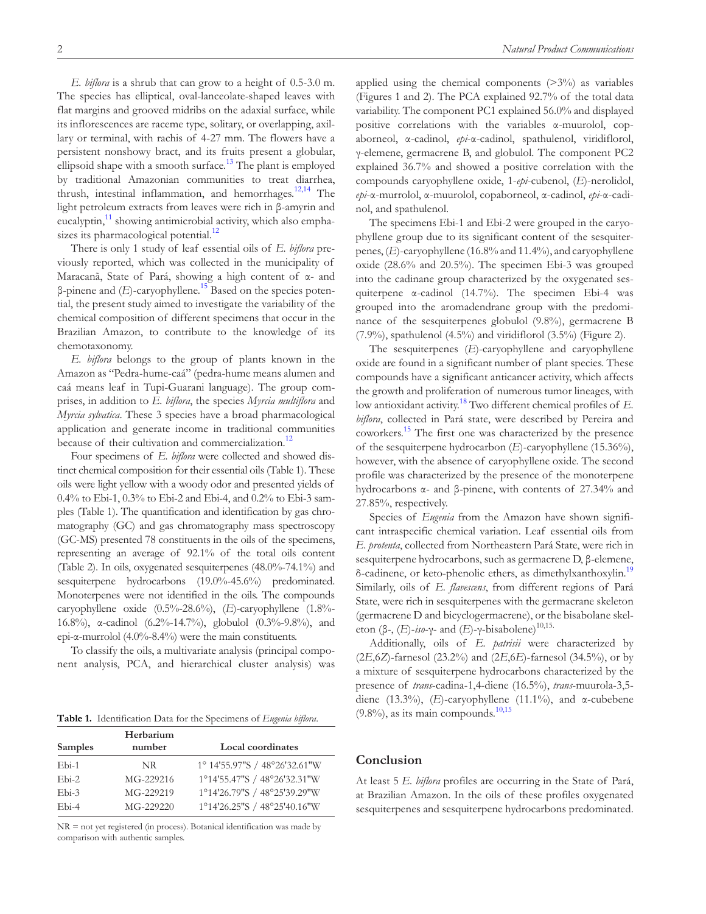*E. biflora* is a shrub that can grow to a height of 0.5-3.0 m. The species has elliptical, oval-lanceolate-shaped leaves with flat margins and grooved midribs on the adaxial surface, while its inflorescences are raceme type, solitary, or overlapping, axillary or terminal, with rachis of 4-27 mm. The flowers have a persistent nonshowy bract, and its fruits present a globular, ellipsoid shape with a smooth surface.[13] The plant is employed by traditional Amazonian communities to treat diarrhea, thrush, intestinal inflammation, and hemorrhages.[12,14] The light petroleum extracts from leaves were rich in β-amyrin and eucalyptin,[11] showing antimicrobial activity, which also emphasizes its pharmacological potential.[12]

There is only 1 study of leaf essential oils of *E. biflora* previously reported, which was collected in the municipality of Maracanã, State of Pará, showing a high content of α- and β-pinene and (*E*)-caryophyllene.[15] Based on the species potential, the present study aimed to investigate the variability of the chemical composition of different specimens that occur in the Brazilian Amazon, to contribute to the knowledge of its chemotaxonomy.

*E. biflora* belongs to the group of plants known in the Amazon as "Pedra-hume-caá" (pedra-hume means alumen and caá means leaf in Tupi-Guarani language). The group comprises, in addition to *E. biflora*, the species *Myrcia multiflora* and *Myrcia sylvatica*. These 3 species have a broad pharmacological application and generate income in traditional communities because of their cultivation and commercialization.[12]

Four specimens of *E. biflora* were collected and showed distinct chemical composition for their essential oils (Table 1). These oils were light yellow with a woody odor and presented yields of 0.4% to Ebi-1, 0.3% to Ebi-2 and Ebi-4, and 0.2% to Ebi-3 samples (Table 1). The quantification and identification by gas chromatography (GC) and gas chromatography mass spectroscopy (GC-MS) presented 78 constituents in the oils of the specimens, representing an average of 92.1% of the total oils content (Table 2). In oils, oxygenated sesquiterpenes (48.0%-74.1%) and sesquiterpene hydrocarbons (19.0%-45.6%) predominated. Monoterpenes were not identified in the oils. The compounds caryophyllene oxide (0.5%-28.6%), (*E*)-caryophyllene (1.8%-16.8%), α-cadinol (6.2%-14.7%), globulol (0.3%-9.8%), and epi-α-murrolol (4.0%-8.4%) were the main constituents.

To classify the oils, a multivariate analysis (principal component analysis, PCA, and hierarchical cluster analysis) was applied using the chemical components (>3%) as variables (Figures 1 and 2). The PCA explained 92.7% of the total data variability. The component PC1 explained 56.0% and displayed positive correlations with the variables α-muurolol, copaborneol, α-cadinol, *epi*-α-cadinol, spathulenol, viridiflorol, γ-elemene, germacrene B, and globulol. The component PC2 explained 36.7% and showed a positive correlation with the compounds caryophyllene oxide, 1-*epi*-cubenol, (*E*)-nerolidol, *epi*-α-murrolol, α-muurolol, copaborneol, α-cadinol, *epi*-α-cadinol, and spathulenol.

The specimens Ebi-1 and Ebi-2 were grouped in the caryophyllene group due to its significant content of the sesquiterpenes, (*E*)-caryophyllene (16.8% and 11.4%), and caryophyllene oxide (28.6% and 20.5%). The specimen Ebi-3 was grouped into the cadinane group characterized by the oxygenated sesquiterpene α-cadinol (14.7%). The specimen Ebi-4 was grouped into the aromadendrane group with the predominance of the sesquiterpenes globulol (9.8%), germacrene B (7.9%), spathulenol (4.5%) and viridiflorol (3.5%) (Figure 2).

The sesquiterpenes (*E*)-caryophyllene and caryophyllene oxide are found in a significant number of plant species. These compounds have a significant anticancer activity, which affects the growth and proliferation of numerous tumor lineages, with low antioxidant activity.[18] Two different chemical profiles of *E. biflora*, collected in Pará state, were described by Pereira and coworkers.[15] The first one was characterized by the presence of the sesquiterpene hydrocarbon (*E*)-caryophyllene (15.36%), however, with the absence of caryophyllene oxide. The second profile was characterized by the presence of the monoterpene hydrocarbons α- and β-pinene, with contents of 27.34% and 27.85%, respectively.

Species of *Eugenia* from the Amazon have shown significant intraspecific chemical variation. Leaf essential oils from *E. protenta*, collected from Northeastern Pará State, were rich in sesquiterpene hydrocarbons, such as germacrene D, β-elemene, δ-cadinene, or keto-phenolic ethers, as dimethylxanthoxylin.[19] Similarly, oils of *E. flavescens*, from different regions of Pará State, were rich in sesquiterpenes with the germacrane skeleton (germacrene D and bicyclogermacrene), or the bisabolane skeleton (β-, (*E*)-*iso*-γ- and (*E*)-γ-bisabolene)[10,15].

Additionally, oils of *E. patrisii* were characterized by (2*E*,6*Z*)-farnesol (23.2%) and (2*E*,6*E*)-farnesol (34.5%), or by a mixture of sesquiterpene hydrocarbons characterized by the presence of *trans*-cadina-1,4-diene (16.5%), *trans*-muurola-3,5-diene (13.3%), (*E*)-caryophyllene (11.1%), and α-cubebene (9.8%), as its main compounds.[10,15]

**Table 1.** Identification Data for the Specimens of *Eugenia biflora*.

| Samples | Herbarium number | Local coordinates |
|---|---|---|
| Ebi-1 | NR | 1° 14'55.97"S / 48°26'32.61"W |
| Ebi-2 | MG-229216 | 1°14'55.47"S / 48°26'32.31"W |
| Ebi-3 | MG-229219 | 1°14'26.79"S / 48°25'39.29"W |
| Ebi-4 | MG-229220 | 1°14'26.25"S / 48°25'40.16"W |

NR = not yet registered (in process). Botanical identification was made by comparison with authentic samples.

## Conclusion

At least 5 *E. biflora* profiles are occurring in the State of Pará, at Brazilian Amazon. In the oils of these profiles oxygenated sesquiterpenes and sesquiterpene hydrocarbons predominated.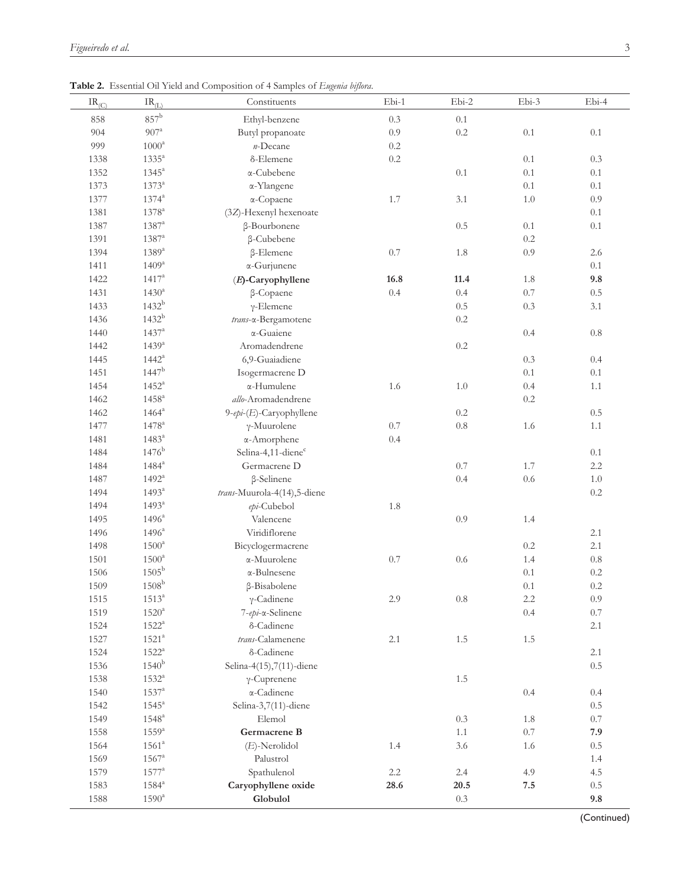**Table 2.** Essential Oil Yield and Composition of 4 Samples of *Eugenia biflora*.

| $IR_{(C)}$ | $IR_{(L)}$ | Constituents | Ebi-1 | Ebi-2 | Ebi-3 | Ebi-4 |
|---|---|---|---|---|---|---|
| 858 | 857[b] | Ethyl-benzene | 0.3 | 0.1 | | |
| 904 | 907[a] | Butyl propanoate | 0.9 | 0.2 | 0.1 | 0.1 |
| 999 | 1000[a] | *n*-Decane | 0.2 | | | |
| 1338 | 1335[a] | δ-Elemene | 0.2 | | 0.1 | 0.3 |
| 1352 | 1345[a] | α-Cubebene | | 0.1 | 0.1 | 0.1 |
| 1373 | 1373[a] | α-Ylangene | | | 0.1 | 0.1 |
| 1377 | 1374[a] | α-Copaene | 1.7 | 3.1 | 1.0 | 0.9 |
| 1381 | 1378[a] | (3*Z*)-Hexenyl hexenoate | | | | 0.1 |
| 1387 | 1387[a] | β-Bourbonene | | 0.5 | 0.1 | 0.1 |
| 1391 | 1387[a] | β-Cubebene | | | 0.2 | |
| 1394 | 1389[a] | β-Elemene | 0.7 | 1.8 | 0.9 | 2.6 |
| 1411 | 1409[a] | α-Gurjunene | | | | 0.1 |
| 1422 | 1417[a] | **(*E*)-Caryophyllene** | **16.8** | **11.4** | 1.8 | **9.8** |
| 1431 | 1430[a] | β-Copaene | 0.4 | 0.4 | 0.7 | 0.5 |
| 1433 | 1432[b] | γ-Elemene | | 0.5 | 0.3 | 3.1 |
| 1436 | 1432[b] | *trans*-α-Bergamotene | | 0.2 | | |
| 1440 | 1437[a] | α-Guaiene | | | 0.4 | 0.8 |
| 1442 | 1439[a] | Aromadendrene | | 0.2 | | |
| 1445 | 1442[a] | 6,9-Guaiadiene | | | 0.3 | 0.4 |
| 1451 | 1447[b] | Isogermacrene D | | | 0.1 | 0.1 |
| 1454 | 1452[a] | α-Humulene | 1.6 | 1.0 | 0.4 | 1.1 |
| 1462 | 1458[a] | *allo*-Aromadendrene | | | 0.2 | |
| 1462 | 1464[a] | 9-*epi*-(*E*)-Caryophyllene | | 0.2 | | 0.5 |
| 1477 | 1478[a] | γ-Muurolene | 0.7 | 0.8 | 1.6 | 1.1 |
| 1481 | 1483[a] | α-Amorphene | 0.4 | | | |
| 1484 | 1476[b] | Selina-4,11-diene[c] | | | | 0.1 |
| 1484 | 1484[a] | Germacrene D | | 0.7 | 1.7 | 2.2 |
| 1487 | 1492[a] | β-Selinene | | 0.4 | 0.6 | 1.0 |
| 1494 | 1493[a] | *trans*-Muurola-4(14),5-diene | | | | 0.2 |
| 1494 | 1493[a] | *epi*-Cubebol | 1.8 | | | |
| 1495 | 1496[a] | Valencene | | 0.9 | 1.4 | |
| 1496 | 1496[a] | Viridiflorene | | | | 2.1 |
| 1498 | 1500[a] | Bicyclogermacrene | | | 0.2 | 2.1 |
| 1501 | 1500[a] | α-Muurolene | 0.7 | 0.6 | 1.4 | 0.8 |
| 1506 | 1505[b] | α-Bulnesene | | | 0.1 | 0.2 |
| 1509 | 1508[b] | β-Bisabolene | | | 0.1 | 0.2 |
| 1515 | 1513[a] | γ-Cadinene | 2.9 | 0.8 | 2.2 | 0.9 |
| 1519 | 1520[a] | 7-*epi*-α-Selinene | | | 0.4 | 0.7 |
| 1524 | 1522[a] | δ-Cadinene | | | | 2.1 |
| 1527 | 1521[a] | *trans*-Calamenene | 2.1 | 1.5 | 1.5 | |
| 1524 | 1522[a] | δ-Cadinene | | | | 2.1 |
| 1536 | 1540[b] | Selina-4(15),7(11)-diene | | | | 0.5 |
| 1538 | 1532[a] | γ-Cuprenene | | 1.5 | | |
| 1540 | 1537[a] | α-Cadinene | | | 0.4 | 0.4 |
| 1542 | 1545[a] | Selina-3,7(11)-diene | | | | 0.5 |
| 1549 | 1548[a] | Elemol | | 0.3 | 1.8 | 0.7 |
| 1558 | 1559[a] | **Germacrene B** | | 1.1 | 0.7 | **7.9** |
| 1564 | 1561[a] | (*E*)-Nerolidol | 1.4 | 3.6 | 1.6 | 0.5 |
| 1569 | 1567[a] | Palustrol | | | | 1.4 |
| 1579 | 1577[a] | Spathulenol | 2.2 | 2.4 | 4.9 | 4.5 |
| 1583 | 1584[a] | **Caryophyllene oxide** | **28.6** | **20.5** | **7.5** | 0.5 |
| 1588 | 1590[a] | **Globulol** | | 0.3 | | **9.8** |

(Continued)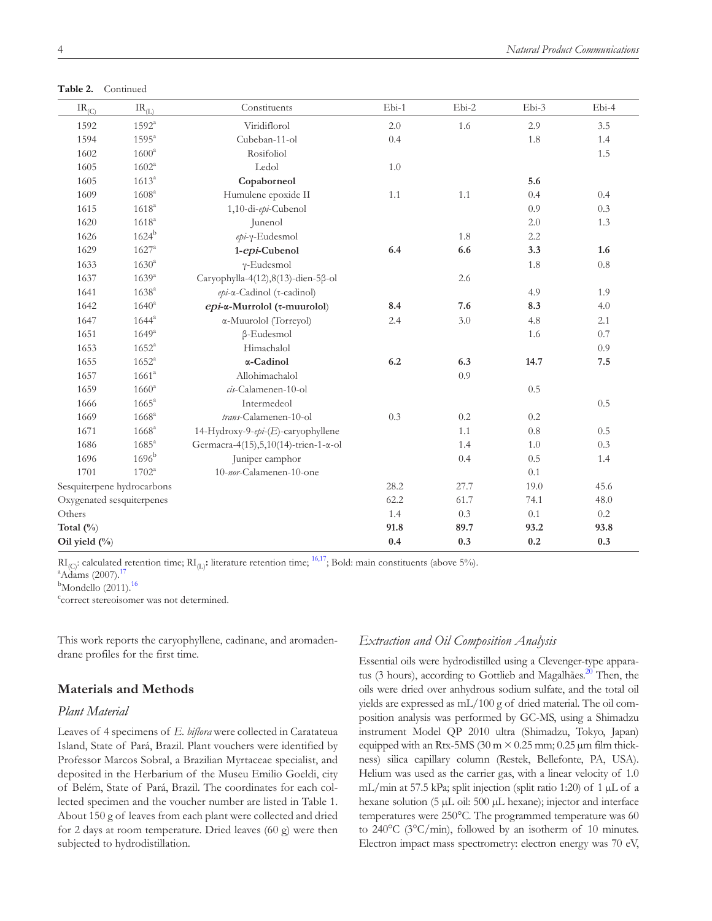**Table 2.** Continued

| $IR_{(C)}$ | $IR_{(L)}$ | Constituents | Ebi-1 | Ebi-2 | Ebi-3 | Ebi-4 |
|---|---|---|---|---|---|---|
| 1592 | 1592[a] | Viridiflorol | 2.0 | 1.6 | 2.9 | 3.5 |
| 1594 | 1595[a] | Cubeban-11-ol | 0.4 | | 1.8 | 1.4 |
| 1602 | 1600[a] | Rosifoliol | | | | 1.5 |
| 1605 | 1602[a] | Ledol | 1.0 | | | |
| 1605 | 1613[a] | **Copaborneol** | | | **5.6** | |
| 1609 | 1608[a] | Humulene epoxide II | 1.1 | 1.1 | 0.4 | 0.4 |
| 1615 | 1618[a] | 1,10-di-*epi*-Cubenol | | | 0.9 | 0.3 |
| 1620 | 1618[a] | Junenol | | | 2.0 | 1.3 |
| 1626 | 1624[b] | *epi*-γ-Eudesmol | | 1.8 | 2.2 | |
| 1629 | 1627[a] | **1-*epi*-Cubenol** | **6.4** | **6.6** | **3.3** | **1.6** |
| 1633 | 1630[a] | γ-Eudesmol | | | 1.8 | 0.8 |
| 1637 | 1639[a] | Caryophylla-4(12),8(13)-dien-5β-ol | | 2.6 | | |
| 1641 | 1638[a] | *epi*-α-Cadinol (τ-cadinol) | | | 4.9 | 1.9 |
| 1642 | 1640[a] | ***epi*-α-Murrolol (τ-muurolol)** | **8.4** | **7.6** | **8.3** | 4.0 |
| 1647 | 1644[a] | α-Muurolol (Torreyol) | 2.4 | 3.0 | 4.8 | 2.1 |
| 1651 | 1649[a] | β-Eudesmol | | | 1.6 | 0.7 |
| 1653 | 1652[a] | Himachalol | | | | 0.9 |
| 1655 | 1652[a] | **α-Cadinol** | **6.2** | **6.3** | **14.7** | **7.5** |
| 1657 | 1661[a] | Allohimachalol | | 0.9 | | |
| 1659 | 1660[a] | *cis*-Calamenen-10-ol | | | 0.5 | |
| 1666 | 1665[a] | Intermedeol | | | | 0.5 |
| 1669 | 1668[a] | *trans*-Calamenen-10-ol | 0.3 | 0.2 | 0.2 | |
| 1671 | 1668[a] | 14-Hydroxy-9-*epi*-(*E*)-caryophyllene | | 1.1 | 0.8 | 0.5 |
| 1686 | 1685[a] | Germacra-4(15),5,10(14)-trien-1-α-ol | | 1.4 | 1.0 | 0.3 |
| 1696 | 1696[b] | Juniper camphor | | 0.4 | 0.5 | 1.4 |
| 1701 | 1702[a] | 10-*nor*-Calamenen-10-one | | | 0.1 | |
| Sesquiterpene hydrocarbons | | | 28.2 | 27.7 | 19.0 | 45.6 |
| Oxygenated sesquiterpenes | | | 62.2 | 61.7 | 74.1 | 48.0 |
| Others | | | 1.4 | 0.3 | 0.1 | 0.2 |
| **Total (%)** | | | **91.8** | **89.7** | **93.2** | **93.8** |
| **Oil yield (%)** | | | **0.4** | **0.3** | **0.2** | **0.3** |

$RI_{(C)}$: calculated retention time; $RI_{(L)}$: literature retention time; [16,17]; Bold: main constituents (above 5%).
[a]Adams (2007).[17]
[b]Mondello (2011).[16]
[c]correct stereoisomer was not determined.

This work reports the caryophyllene, cadinane, and aromadendrane profiles for the first time.

## Materials and Methods

### Plant Material

Leaves of 4 specimens of *E. biflora* were collected in Caratateua Island, State of Pará, Brazil. Plant vouchers were identified by Professor Marcos Sobral, a Brazilian Myrtaceae specialist, and deposited in the Herbarium of the Museu Emilio Goeldi, city of Belém, State of Pará, Brazil. The coordinates for each collected specimen and the voucher number are listed in Table 1. About 150 g of leaves from each plant were collected and dried for 2 days at room temperature. Dried leaves (60 g) were then subjected to hydrodistillation.

### Extraction and Oil Composition Analysis

Essential oils were hydrodistilled using a Clevenger-type apparatus (3 hours), according to Gottlieb and Magalhães.[20] Then, the oils were dried over anhydrous sodium sulfate, and the total oil yields are expressed as mL/100 g of dried material. The oil composition analysis was performed by GC-MS, using a Shimadzu instrument Model QP 2010 ultra (Shimadzu, Tokyo, Japan) equipped with an Rtx-5MS (30 m × 0.25 mm; 0.25 μm film thickness) silica capillary column (Restek, Bellefonte, PA, USA). Helium was used as the carrier gas, with a linear velocity of 1.0 mL/min at 57.5 kPa; split injection (split ratio 1:20) of 1 μL of a hexane solution (5 μL oil: 500 μL hexane); injector and interface temperatures were 250°C. The programmed temperature was 60 to 240°C (3°C/min), followed by an isotherm of 10 minutes. Electron impact mass spectrometry: electron energy was 70 eV,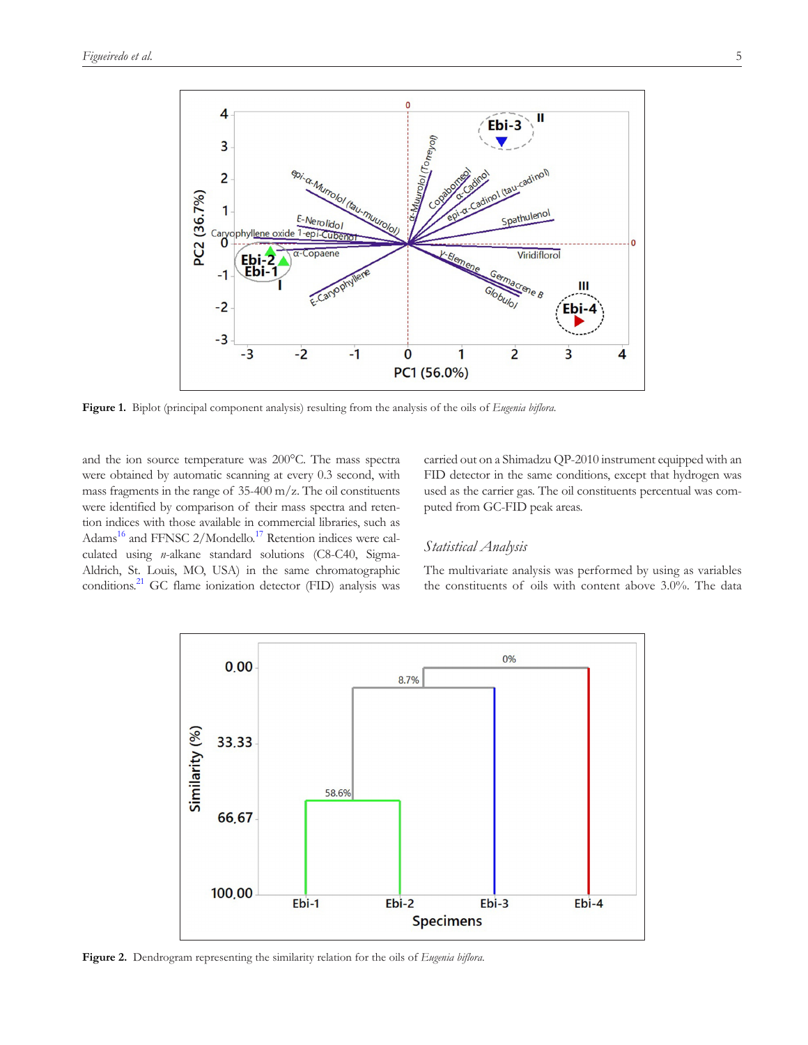**Figure 1.** Biplot (principal component analysis) resulting from the analysis of the oils of *Eugenia biflora*.

and the ion source temperature was 200°C. The mass spectra were obtained by automatic scanning at every 0.3 second, with mass fragments in the range of 35-400 m/z. The oil constituents were identified by comparison of their mass spectra and retention indices with those available in commercial libraries, such as Adams[16] and FFNSC 2/Mondello.[17] Retention indices were calculated using *n*-alkane standard solutions (C8-C40, Sigma-Aldrich, St. Louis, MO, USA) in the same chromatographic conditions.[21] GC flame ionization detector (FID) analysis was carried out on a Shimadzu QP-2010 instrument equipped with an FID detector in the same conditions, except that hydrogen was used as the carrier gas. The oil constituents percentual was computed from GC-FID peak areas.

### *Statistical Analysis*

The multivariate analysis was performed by using as variables the constituents of oils with content above 3.0%. The data

**Figure 2.** Dendrogram representing the similarity relation for the oils of *Eugenia biflora*.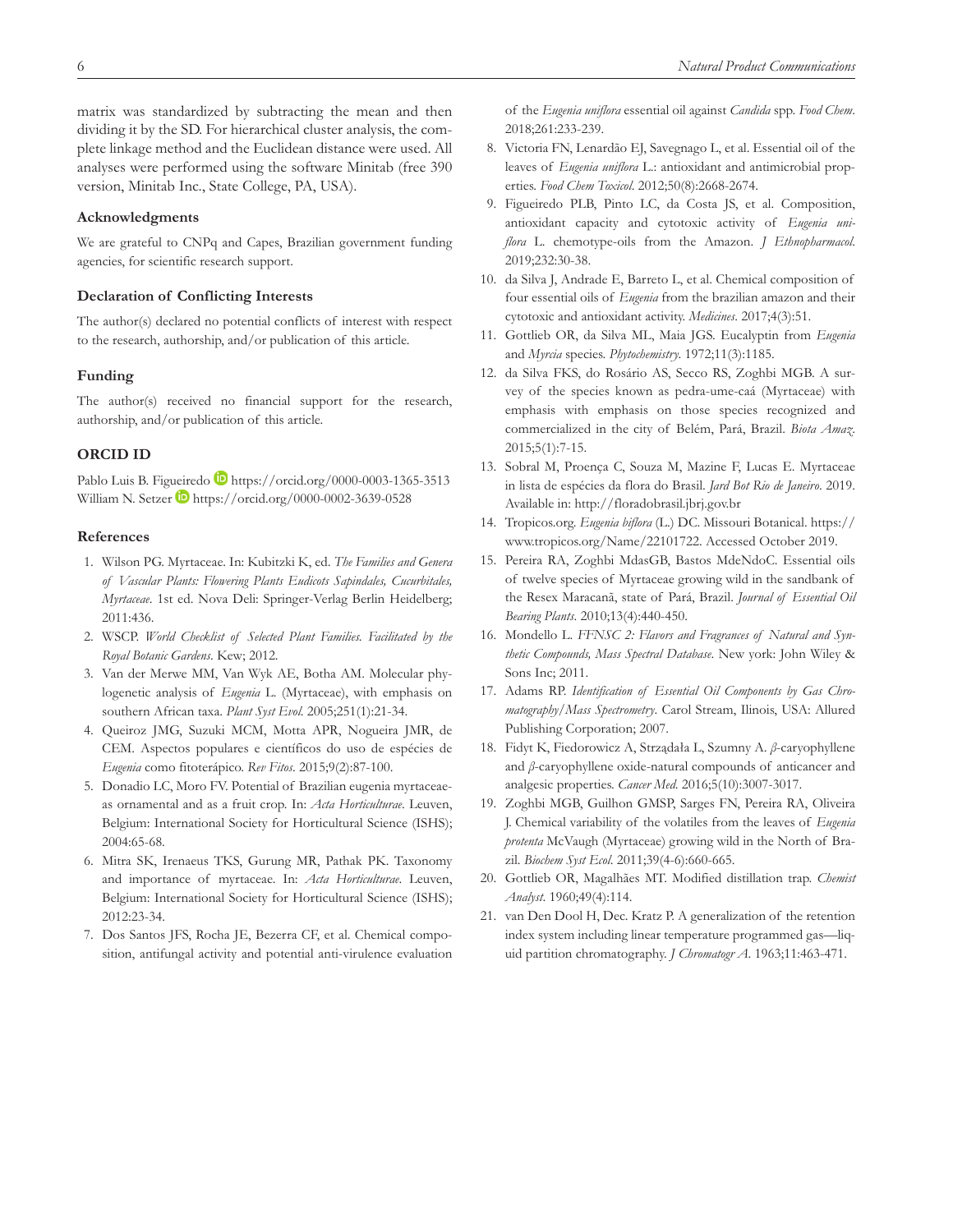matrix was standardized by subtracting the mean and then dividing it by the SD. For hierarchical cluster analysis, the complete linkage method and the Euclidean distance were used. All analyses were performed using the software Minitab (free 390 version, Minitab Inc., State College, PA, USA).

### Acknowledgments

We are grateful to CNPq and Capes, Brazilian government funding agencies, for scientific research support.

### Declaration of Conflicting Interests

The author(s) declared no potential conflicts of interest with respect to the research, authorship, and/or publication of this article.

### Funding

The author(s) received no financial support for the research, authorship, and/or publication of this article.

### ORCID ID

Pablo Luis B. Figueiredo https://orcid.org/0000-0003-1365-3513
William N. Setzer https://orcid.org/0000-0002-3639-0528

### References

1. Wilson PG. Myrtaceae. In: Kubitzki K, ed. *The Families and Genera of Vascular Plants: Flowering Plants Eudicots Sapindales, Cucurbitales, Myrtaceae*. 1st ed. Nova Deli: Springer-Verlag Berlin Heidelberg; 2011:436.
2. WSCP. *World Checklist of Selected Plant Families. Facilitated by the Royal Botanic Gardens*. Kew; 2012.
3. Van der Merwe MM, Van Wyk AE, Botha AM. Molecular phylogenetic analysis of *Eugenia* L. (Myrtaceae), with emphasis on southern African taxa. *Plant Syst Evol*. 2005;251(1):21-34.
4. Queiroz JMG, Suzuki MCM, Motta APR, Nogueira JMR, de CEM. Aspectos populares e científicos do uso de espécies de *Eugenia* como fitoterápico. *Rev Fitos*. 2015;9(2):87-100.
5. Donadio LC, Moro FV. Potential of Brazilian eugenia myrtaceae-as ornamental and as a fruit crop. In: *Acta Horticulturae*. Leuven, Belgium: International Society for Horticultural Science (ISHS); 2004:65-68.
6. Mitra SK, Irenaeus TKS, Gurung MR, Pathak PK. Taxonomy and importance of myrtaceae. In: *Acta Horticulturae*. Leuven, Belgium: International Society for Horticultural Science (ISHS); 2012:23-34.
7. Dos Santos JFS, Rocha JE, Bezerra CF, et al. Chemical composition, antifungal activity and potential anti-virulence evaluation of the *Eugenia uniflora* essential oil against *Candida* spp. *Food Chem*. 2018;261:233-239.
8. Victoria FN, Lenardão EJ, Savegnago L, et al. Essential oil of the leaves of *Eugenia uniflora* L.: antioxidant and antimicrobial properties. *Food Chem Toxicol*. 2012;50(8):2668-2674.
9. Figueiredo PLB, Pinto LC, da Costa JS, et al. Composition, antioxidant capacity and cytotoxic activity of *Eugenia uniflora* L. chemotype-oils from the Amazon. *J Ethnopharmacol*. 2019;232:30-38.
10. da Silva J, Andrade E, Barreto L, et al. Chemical composition of four essential oils of *Eugenia* from the brazilian amazon and their cytotoxic and antioxidant activity. *Medicines*. 2017;4(3):51.
11. Gottlieb OR, da Silva ML, Maia JGS. Eucalyptin from *Eugenia* and *Myrcia* species. *Phytochemistry*. 1972;11(3):1185.
12. da Silva FKS, do Rosário AS, Secco RS, Zoghbi MGB. A survey of the species known as pedra-ume-caá (Myrtaceae) with emphasis with emphasis on those species recognized and commercialized in the city of Belém, Pará, Brazil. *Biota Amaz*. 2015;5(1):7-15.
13. Sobral M, Proença C, Souza M, Mazine F, Lucas E. Myrtaceae in lista de espécies da flora do Brasil. *Jard Bot Rio de Janeiro*. 2019. Available in: http://floradobrasil.jbrj.gov.br
14. Tropicos.org. *Eugenia biflora* (L.) DC. Missouri Botanical. https://www.tropicos.org/Name/22101722. Accessed October 2019.
15. Pereira RA, Zoghbi MdasGB, Bastos MdeNdoC. Essential oils of twelve species of Myrtaceae growing wild in the sandbank of the Resex Maracanã, state of Pará, Brazil. *Journal of Essential Oil Bearing Plants*. 2010;13(4):440-450.
16. Mondello L. *FFNSC 2: Flavors and Fragrances of Natural and Synthetic Compounds, Mass Spectral Database*. New york: John Wiley & Sons Inc; 2011.
17. Adams RP. *Identification of Essential Oil Components by Gas Chromatography/Mass Spectrometry*. Carol Stream, Ilinois, USA: Allured Publishing Corporation; 2007.
18. Fidyt K, Fiedorowicz A, Strządała L, Szumny A. *β*-caryophyllene and *β*-caryophyllene oxide-natural compounds of anticancer and analgesic properties. *Cancer Med*. 2016;5(10):3007-3017.
19. Zoghbi MGB, Guilhon GMSP, Sarges FN, Pereira RA, Oliveira J. Chemical variability of the volatiles from the leaves of *Eugenia protenta* McVaugh (Myrtaceae) growing wild in the North of Brazil. *Biochem Syst Ecol*. 2011;39(4-6):660-665.
20. Gottlieb OR, Magalhães MT. Modified distillation trap. *Chemist Analyst*. 1960;49(4):114.
21. van Den Dool H, Dec. Kratz P. A generalization of the retention index system including linear temperature programmed gas—liquid partition chromatography. *J Chromatogr A*. 1963;11:463-471.